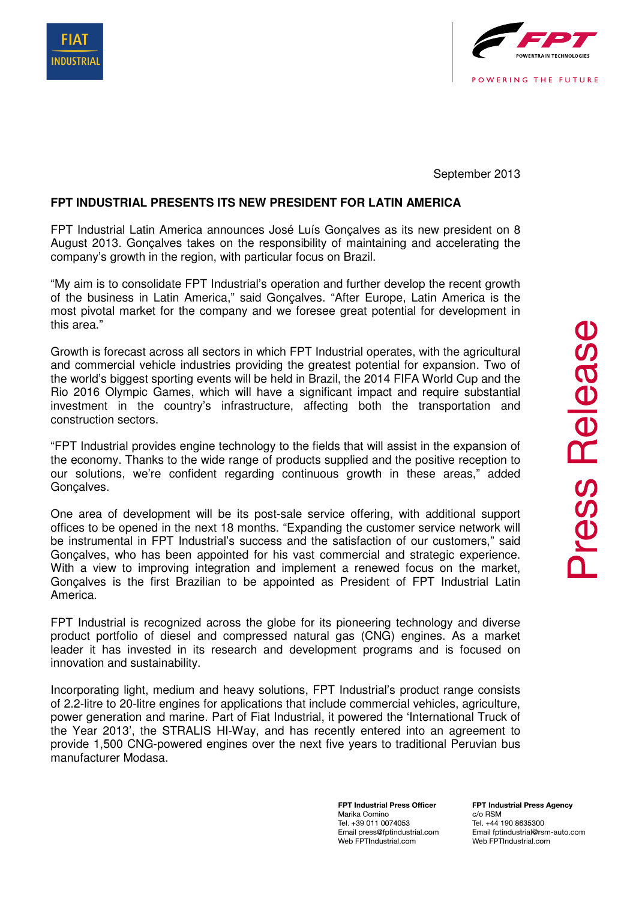FIAT INDUSTRIAL

FPT POWERTRAIN TECHNOLOGIES

POWERING THE FUTURE

Press Release

September 2013

**FPT INDUSTRIAL PRESENTS ITS NEW PRESIDENT FOR LATIN AMERICA**

FPT Industrial Latin America announces José Luís Gonçalves as its new president on 8 August 2013. Gonçalves takes on the responsibility of maintaining and accelerating the company's growth in the region, with particular focus on Brazil.

"My aim is to consolidate FPT Industrial's operation and further develop the recent growth of the business in Latin America," said Gonçalves. "After Europe, Latin America is the most pivotal market for the company and we foresee great potential for development in this area."

Growth is forecast across all sectors in which FPT Industrial operates, with the agricultural and commercial vehicle industries providing the greatest potential for expansion. Two of the world's biggest sporting events will be held in Brazil, the 2014 FIFA World Cup and the Rio 2016 Olympic Games, which will have a significant impact and require substantial investment in the country's infrastructure, affecting both the transportation and construction sectors.

"FPT Industrial provides engine technology to the fields that will assist in the expansion of the economy. Thanks to the wide range of products supplied and the positive reception to our solutions, we're confident regarding continuous growth in these areas," added Gonçalves.

One area of development will be its post-sale service offering, with additional support offices to be opened in the next 18 months. "Expanding the customer service network will be instrumental in FPT Industrial's success and the satisfaction of our customers," said Gonçalves, who has been appointed for his vast commercial and strategic experience. With a view to improving integration and implement a renewed focus on the market, Gonçalves is the first Brazilian to be appointed as President of FPT Industrial Latin America.

FPT Industrial is recognized across the globe for its pioneering technology and diverse product portfolio of diesel and compressed natural gas (CNG) engines. As a market leader it has invested in its research and development programs and is focused on innovation and sustainability.

Incorporating light, medium and heavy solutions, FPT Industrial's product range consists of 2.2-litre to 20-litre engines for applications that include commercial vehicles, agriculture, power generation and marine. Part of Fiat Industrial, it powered the 'International Truck of the Year 2013', the STRALIS HI-Way, and has recently entered into an agreement to provide 1,500 CNG-powered engines over the next five years to traditional Peruvian bus manufacturer Modasa.

**FPT Industrial Press Officer**
Marika Comino
Tel. +39 011 0074053
Email press@fptindustrial.com
Web FPTIndustrial.com

**FPT Industrial Press Agency**
c/o RSM
Tel. +44 190 8635300
Email fptindustrial@rsm-auto.com
Web FPTIndustrial.com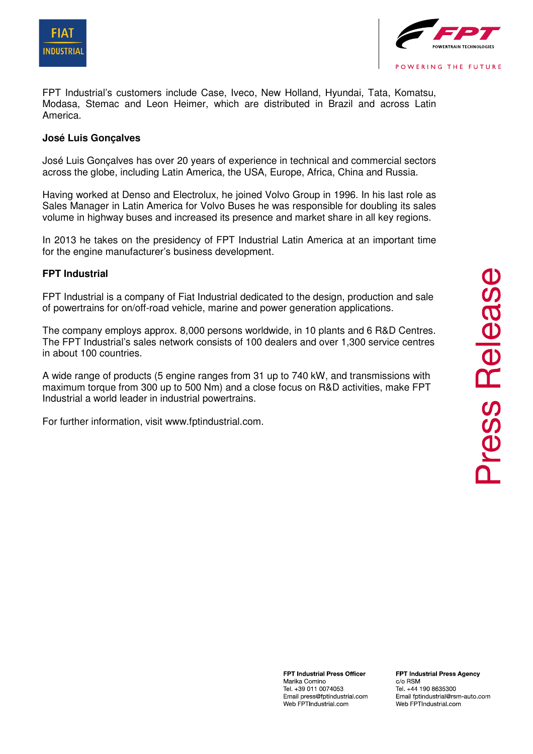FPT Industrial's customers include Case, Iveco, New Holland, Hyundai, Tata, Komatsu, Modasa, Stemac and Leon Heimer, which are distributed in Brazil and across Latin America.

**José Luis Gonçalves**

José Luis Gonçalves has over 20 years of experience in technical and commercial sectors across the globe, including Latin America, the USA, Europe, Africa, China and Russia.

Having worked at Denso and Electrolux, he joined Volvo Group in 1996. In his last role as Sales Manager in Latin America for Volvo Buses he was responsible for doubling its sales volume in highway buses and increased its presence and market share in all key regions.

In 2013 he takes on the presidency of FPT Industrial Latin America at an important time for the engine manufacturer's business development.

**FPT Industrial**

FPT Industrial is a company of Fiat Industrial dedicated to the design, production and sale of powertrains for on/off-road vehicle, marine and power generation applications.

The company employs approx. 8,000 persons worldwide, in 10 plants and 6 R&D Centres. The FPT Industrial's sales network consists of 100 dealers and over 1,300 service centres in about 100 countries.

A wide range of products (5 engine ranges from 31 up to 740 kW, and transmissions with maximum torque from 300 up to 500 Nm) and a close focus on R&D activities, make FPT Industrial a world leader in industrial powertrains.

For further information, visit www.fptindustrial.com.

**FPT Industrial Press Officer**
Marika Comino
Tel. +39 011 0074053
Email press@fptindustrial.com
Web FPTIndustrial.com

**FPT Industrial Press Agency**
c/o RSM
Tel. +44 190 8635300
Email fptindustrial@rsm-auto.com
Web FPTIndustrial.com